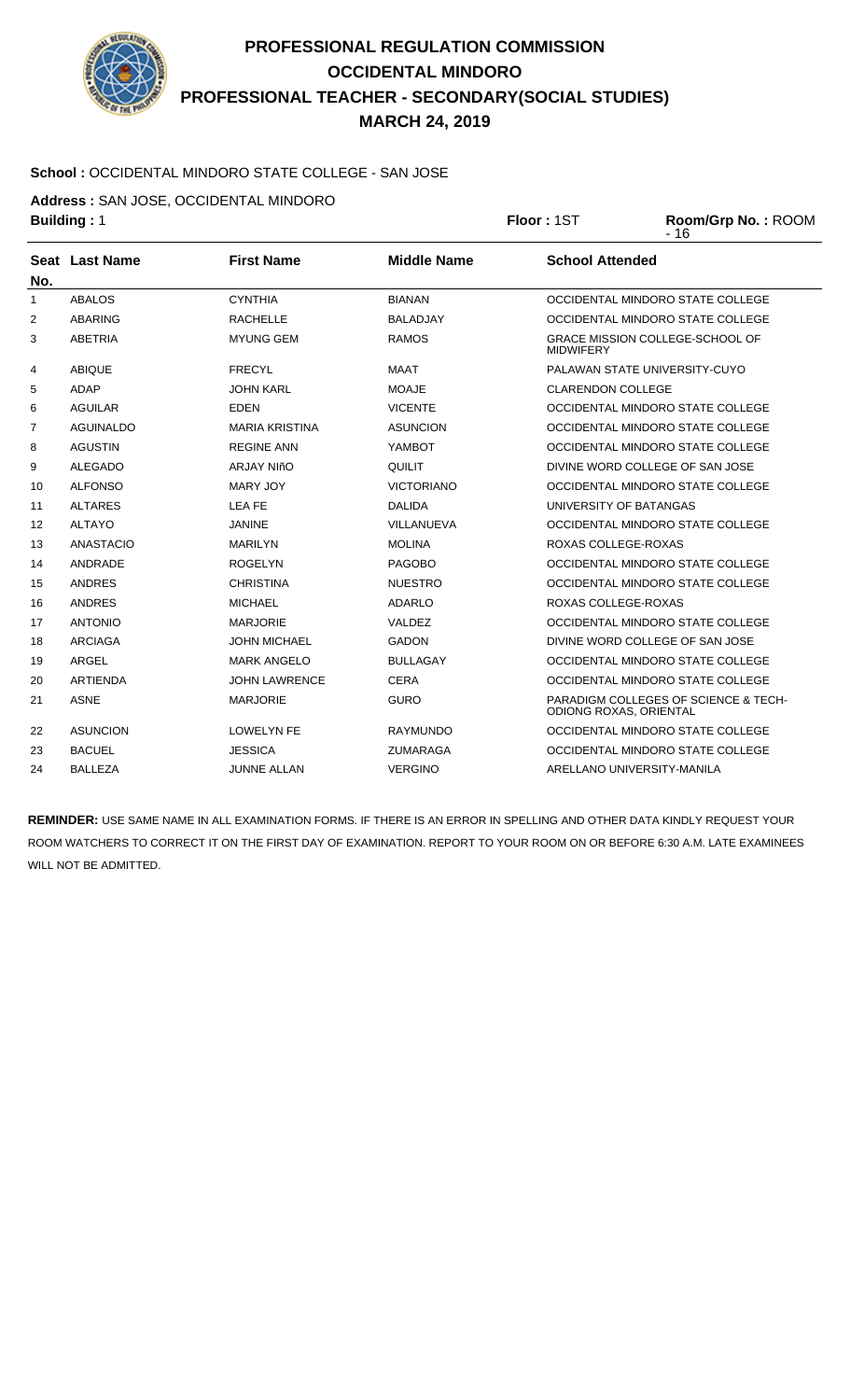# PROFESSIONAL REGULATION COMMISSION
# OCCIDENTAL MINDORO
# PROFESSIONAL TEACHER - SECONDARY(SOCIAL STUDIES)
# MARCH 24, 2019

**School :** OCCIDENTAL MINDORO STATE COLLEGE - SAN JOSE

**Address :** SAN JOSE, OCCIDENTAL MINDORO

**Building :** 1 **Floor :** 1ST **Room/Grp No. :** ROOM - 16

| Seat No. | Last Name | First Name | Middle Name | School Attended |
|---|---|---|---|---|
| 1 | ABALOS | CYNTHIA | BIANAN | OCCIDENTAL MINDORO STATE COLLEGE |
| 2 | ABARING | RACHELLE | BALADJAY | OCCIDENTAL MINDORO STATE COLLEGE |
| 3 | ABETRIA | MYUNG GEM | RAMOS | GRACE MISSION COLLEGE-SCHOOL OF MIDWIFERY |
| 4 | ABIQUE | FRECYL | MAAT | PALAWAN STATE UNIVERSITY-CUYO |
| 5 | ADAP | JOHN KARL | MOAJE | CLARENDON COLLEGE |
| 6 | AGUILAR | EDEN | VICENTE | OCCIDENTAL MINDORO STATE COLLEGE |
| 7 | AGUINALDO | MARIA KRISTINA | ASUNCION | OCCIDENTAL MINDORO STATE COLLEGE |
| 8 | AGUSTIN | REGINE ANN | YAMBOT | OCCIDENTAL MINDORO STATE COLLEGE |
| 9 | ALEGADO | ARJAY NIñO | QUILIT | DIVINE WORD COLLEGE OF SAN JOSE |
| 10 | ALFONSO | MARY JOY | VICTORIANO | OCCIDENTAL MINDORO STATE COLLEGE |
| 11 | ALTARES | LEA FE | DALIDA | UNIVERSITY OF BATANGAS |
| 12 | ALTAYO | JANINE | VILLANUEVA | OCCIDENTAL MINDORO STATE COLLEGE |
| 13 | ANASTACIO | MARILYN | MOLINA | ROXAS COLLEGE-ROXAS |
| 14 | ANDRADE | ROGELYN | PAGOBO | OCCIDENTAL MINDORO STATE COLLEGE |
| 15 | ANDRES | CHRISTINA | NUESTRO | OCCIDENTAL MINDORO STATE COLLEGE |
| 16 | ANDRES | MICHAEL | ADARLO | ROXAS COLLEGE-ROXAS |
| 17 | ANTONIO | MARJORIE | VALDEZ | OCCIDENTAL MINDORO STATE COLLEGE |
| 18 | ARCIAGA | JOHN MICHAEL | GADON | DIVINE WORD COLLEGE OF SAN JOSE |
| 19 | ARGEL | MARK ANGELO | BULLAGAY | OCCIDENTAL MINDORO STATE COLLEGE |
| 20 | ARTIENDA | JOHN LAWRENCE | CERA | OCCIDENTAL MINDORO STATE COLLEGE |
| 21 | ASNE | MARJORIE | GURO | PARADIGM COLLEGES OF SCIENCE & TECH-ODIONG ROXAS, ORIENTAL |
| 22 | ASUNCION | LOWELYN FE | RAYMUNDO | OCCIDENTAL MINDORO STATE COLLEGE |
| 23 | BACUEL | JESSICA | ZUMARAGA | OCCIDENTAL MINDORO STATE COLLEGE |
| 24 | BALLEZA | JUNNE ALLAN | VERGINO | ARELLANO UNIVERSITY-MANILA |

**REMINDER:** USE SAME NAME IN ALL EXAMINATION FORMS. IF THERE IS AN ERROR IN SPELLING AND OTHER DATA KINDLY REQUEST YOUR ROOM WATCHERS TO CORRECT IT ON THE FIRST DAY OF EXAMINATION. REPORT TO YOUR ROOM ON OR BEFORE 6:30 A.M. LATE EXAMINEES WILL NOT BE ADMITTED.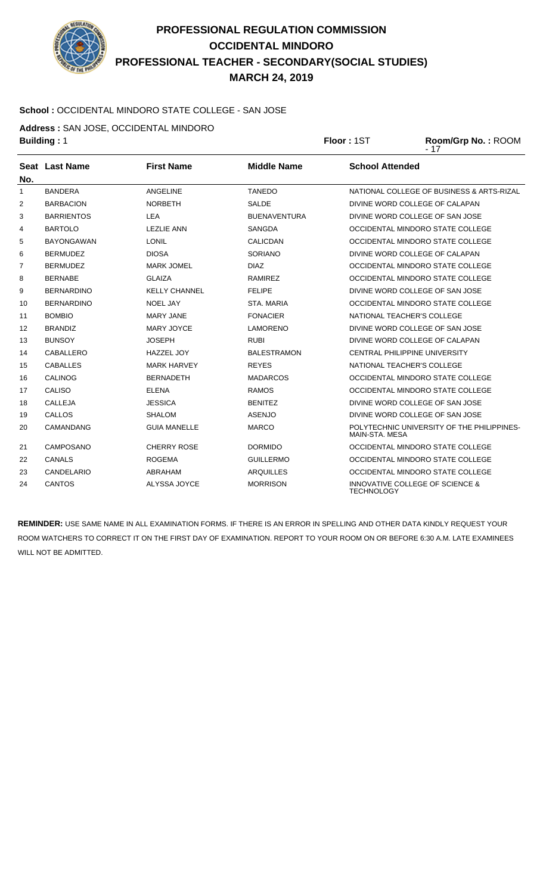# PROFESSIONAL REGULATION COMMISSION
# OCCIDENTAL MINDORO
# PROFESSIONAL TEACHER - SECONDARY(SOCIAL STUDIES)
# MARCH 24, 2019

**School :** OCCIDENTAL MINDORO STATE COLLEGE - SAN JOSE

**Address :** SAN JOSE, OCCIDENTAL MINDORO

**Building :** 1 **Floor :** 1ST **Room/Grp No. :** ROOM - 17

| Seat No. | Last Name | First Name | Middle Name | School Attended |
|---|---|---|---|---|
| 1 | BANDERA | ANGELINE | TANEDO | NATIONAL COLLEGE OF BUSINESS & ARTS-RIZAL |
| 2 | BARBACION | NORBETH | SALDE | DIVINE WORD COLLEGE OF CALAPAN |
| 3 | BARRIENTOS | LEA | BUENAVENTURA | DIVINE WORD COLLEGE OF SAN JOSE |
| 4 | BARTOLO | LEZLIE ANN | SANGDA | OCCIDENTAL MINDORO STATE COLLEGE |
| 5 | BAYONGAWAN | LONIL | CALICDAN | OCCIDENTAL MINDORO STATE COLLEGE |
| 6 | BERMUDEZ | DIOSA | SORIANO | DIVINE WORD COLLEGE OF CALAPAN |
| 7 | BERMUDEZ | MARK JOMEL | DIAZ | OCCIDENTAL MINDORO STATE COLLEGE |
| 8 | BERNABE | GLAIZA | RAMIREZ | OCCIDENTAL MINDORO STATE COLLEGE |
| 9 | BERNARDINO | KELLY CHANNEL | FELIPE | DIVINE WORD COLLEGE OF SAN JOSE |
| 10 | BERNARDINO | NOEL JAY | STA. MARIA | OCCIDENTAL MINDORO STATE COLLEGE |
| 11 | BOMBIO | MARY JANE | FONACIER | NATIONAL TEACHER'S COLLEGE |
| 12 | BRANDIZ | MARY JOYCE | LAMORENO | DIVINE WORD COLLEGE OF SAN JOSE |
| 13 | BUNSOY | JOSEPH | RUBI | DIVINE WORD COLLEGE OF CALAPAN |
| 14 | CABALLERO | HAZZEL JOY | BALESTRAMON | CENTRAL PHILIPPINE UNIVERSITY |
| 15 | CABALLES | MARK HARVEY | REYES | NATIONAL TEACHER'S COLLEGE |
| 16 | CALINOG | BERNADETH | MADARCOS | OCCIDENTAL MINDORO STATE COLLEGE |
| 17 | CALISO | ELENA | RAMOS | OCCIDENTAL MINDORO STATE COLLEGE |
| 18 | CALLEJA | JESSICA | BENITEZ | DIVINE WORD COLLEGE OF SAN JOSE |
| 19 | CALLOS | SHALOM | ASENJO | DIVINE WORD COLLEGE OF SAN JOSE |
| 20 | CAMANDANG | GUIA MANELLE | MARCO | POLYTECHNIC UNIVERSITY OF THE PHILIPPINES-MAIN-STA. MESA |
| 21 | CAMPOSANO | CHERRY ROSE | DORMIDO | OCCIDENTAL MINDORO STATE COLLEGE |
| 22 | CANALS | ROGEMA | GUILLERMO | OCCIDENTAL MINDORO STATE COLLEGE |
| 23 | CANDELARIO | ABRAHAM | ARQUILLES | OCCIDENTAL MINDORO STATE COLLEGE |
| 24 | CANTOS | ALYSSA JOYCE | MORRISON | INNOVATIVE COLLEGE OF SCIENCE & TECHNOLOGY |

**REMINDER:** USE SAME NAME IN ALL EXAMINATION FORMS. IF THERE IS AN ERROR IN SPELLING AND OTHER DATA KINDLY REQUEST YOUR ROOM WATCHERS TO CORRECT IT ON THE FIRST DAY OF EXAMINATION. REPORT TO YOUR ROOM ON OR BEFORE 6:30 A.M. LATE EXAMINEES WILL NOT BE ADMITTED.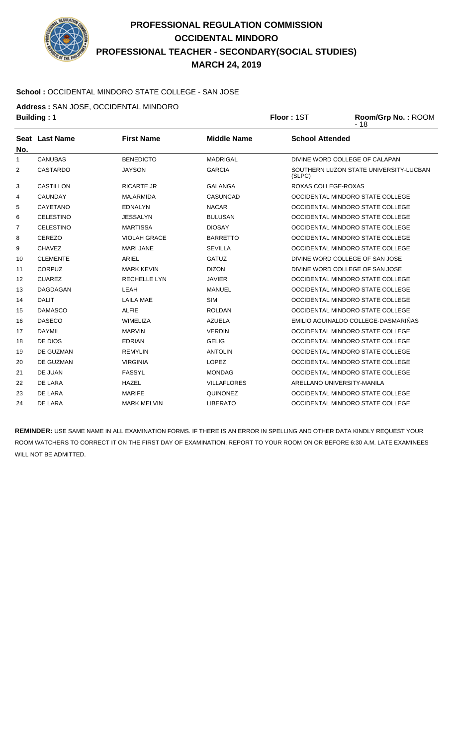# PROFESSIONAL REGULATION COMMISSION
## OCCIDENTAL MINDORO
## PROFESSIONAL TEACHER - SECONDARY(SOCIAL STUDIES)
## MARCH 24, 2019

**School :** OCCIDENTAL MINDORO STATE COLLEGE - SAN JOSE

**Address :** SAN JOSE, OCCIDENTAL MINDORO

**Building :** 1 **Floor :** 1ST **Room/Grp No. :** ROOM - 18

| Seat No. | Last Name | First Name | Middle Name | School Attended |
|---|---|---|---|---|
| 1 | CANUBAS | BENEDICTO | MADRIGAL | DIVINE WORD COLLEGE OF CALAPAN |
| 2 | CASTARDO | JAYSON | GARCIA | SOUTHERN LUZON STATE UNIVERSITY-LUCBAN (SLPC) |
| 3 | CASTILLON | RICARTE JR | GALANGA | ROXAS COLLEGE-ROXAS |
| 4 | CAUNDAY | MA.ARMIDA | CASUNCAD | OCCIDENTAL MINDORO STATE COLLEGE |
| 5 | CAYETANO | EDNALYN | NACAR | OCCIDENTAL MINDORO STATE COLLEGE |
| 6 | CELESTINO | JESSALYN | BULUSAN | OCCIDENTAL MINDORO STATE COLLEGE |
| 7 | CELESTINO | MARTISSA | DIOSAY | OCCIDENTAL MINDORO STATE COLLEGE |
| 8 | CEREZO | VIOLAH GRACE | BARRETTO | OCCIDENTAL MINDORO STATE COLLEGE |
| 9 | CHAVEZ | MARI JANE | SEVILLA | OCCIDENTAL MINDORO STATE COLLEGE |
| 10 | CLEMENTE | ARIEL | GATUZ | DIVINE WORD COLLEGE OF SAN JOSE |
| 11 | CORPUZ | MARK KEVIN | DIZON | DIVINE WORD COLLEGE OF SAN JOSE |
| 12 | CUAREZ | RECHELLE LYN | JAVIER | OCCIDENTAL MINDORO STATE COLLEGE |
| 13 | DAGDAGAN | LEAH | MANUEL | OCCIDENTAL MINDORO STATE COLLEGE |
| 14 | DALIT | LAILA MAE | SIM | OCCIDENTAL MINDORO STATE COLLEGE |
| 15 | DAMASCO | ALFIE | ROLDAN | OCCIDENTAL MINDORO STATE COLLEGE |
| 16 | DASECO | WIMELIZA | AZUELA | EMILIO AGUINALDO COLLEGE-DASMARIÑAS |
| 17 | DAYMIL | MARVIN | VERDIN | OCCIDENTAL MINDORO STATE COLLEGE |
| 18 | DE DIOS | EDRIAN | GELIG | OCCIDENTAL MINDORO STATE COLLEGE |
| 19 | DE GUZMAN | REMYLIN | ANTOLIN | OCCIDENTAL MINDORO STATE COLLEGE |
| 20 | DE GUZMAN | VIRGINIA | LOPEZ | OCCIDENTAL MINDORO STATE COLLEGE |
| 21 | DE JUAN | FASSYL | MONDAG | OCCIDENTAL MINDORO STATE COLLEGE |
| 22 | DE LARA | HAZEL | VILLAFLORES | ARELLANO UNIVERSITY-MANILA |
| 23 | DE LARA | MARIFE | QUINONEZ | OCCIDENTAL MINDORO STATE COLLEGE |
| 24 | DE LARA | MARK MELVIN | LIBERATO | OCCIDENTAL MINDORO STATE COLLEGE |

**REMINDER:** USE SAME NAME IN ALL EXAMINATION FORMS. IF THERE IS AN ERROR IN SPELLING AND OTHER DATA KINDLY REQUEST YOUR ROOM WATCHERS TO CORRECT IT ON THE FIRST DAY OF EXAMINATION. REPORT TO YOUR ROOM ON OR BEFORE 6:30 A.M. LATE EXAMINEES WILL NOT BE ADMITTED.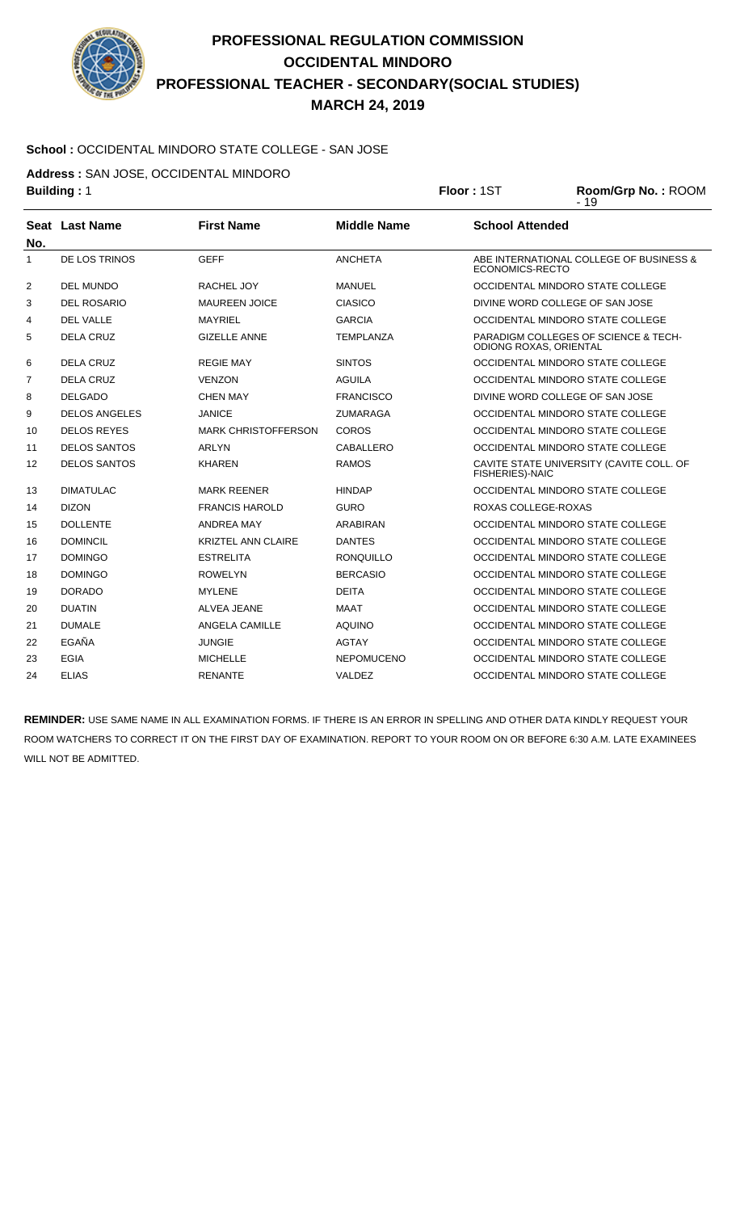# PROFESSIONAL REGULATION COMMISSION
# OCCIDENTAL MINDORO
# PROFESSIONAL TEACHER - SECONDARY(SOCIAL STUDIES)
# MARCH 24, 2019

**School :** OCCIDENTAL MINDORO STATE COLLEGE - SAN JOSE

**Address :** SAN JOSE, OCCIDENTAL MINDORO

**Building :** 1 **Floor :** 1ST **Room/Grp No. :** ROOM - 19

| Seat No. | Last Name | First Name | Middle Name | School Attended |
|---|---|---|---|---|
| 1 | DE LOS TRINOS | GEFF | ANCHETA | ABE INTERNATIONAL COLLEGE OF BUSINESS & ECONOMICS-RECTO |
| 2 | DEL MUNDO | RACHEL JOY | MANUEL | OCCIDENTAL MINDORO STATE COLLEGE |
| 3 | DEL ROSARIO | MAUREEN JOICE | CIASICO | DIVINE WORD COLLEGE OF SAN JOSE |
| 4 | DEL VALLE | MAYRIEL | GARCIA | OCCIDENTAL MINDORO STATE COLLEGE |
| 5 | DELA CRUZ | GIZELLE ANNE | TEMPLANZA | PARADIGM COLLEGES OF SCIENCE & TECH-ODIONG ROXAS, ORIENTAL |
| 6 | DELA CRUZ | REGIE MAY | SINTOS | OCCIDENTAL MINDORO STATE COLLEGE |
| 7 | DELA CRUZ | VENZON | AGUILA | OCCIDENTAL MINDORO STATE COLLEGE |
| 8 | DELGADO | CHEN MAY | FRANCISCO | DIVINE WORD COLLEGE OF SAN JOSE |
| 9 | DELOS ANGELES | JANICE | ZUMARAGA | OCCIDENTAL MINDORO STATE COLLEGE |
| 10 | DELOS REYES | MARK CHRISTOFFERSON | COROS | OCCIDENTAL MINDORO STATE COLLEGE |
| 11 | DELOS SANTOS | ARLYN | CABALLERO | OCCIDENTAL MINDORO STATE COLLEGE |
| 12 | DELOS SANTOS | KHAREN | RAMOS | CAVITE STATE UNIVERSITY (CAVITE COLL. OF FISHERIES)-NAIC |
| 13 | DIMATULAC | MARK REENER | HINDAP | OCCIDENTAL MINDORO STATE COLLEGE |
| 14 | DIZON | FRANCIS HAROLD | GURO | ROXAS COLLEGE-ROXAS |
| 15 | DOLLENTE | ANDREA MAY | ARABIRAN | OCCIDENTAL MINDORO STATE COLLEGE |
| 16 | DOMINCIL | KRIZTEL ANN CLAIRE | DANTES | OCCIDENTAL MINDORO STATE COLLEGE |
| 17 | DOMINGO | ESTRELITA | RONQUILLO | OCCIDENTAL MINDORO STATE COLLEGE |
| 18 | DOMINGO | ROWELYN | BERCASIO | OCCIDENTAL MINDORO STATE COLLEGE |
| 19 | DORADO | MYLENE | DEITA | OCCIDENTAL MINDORO STATE COLLEGE |
| 20 | DUATIN | ALVEA JEANE | MAAT | OCCIDENTAL MINDORO STATE COLLEGE |
| 21 | DUMALE | ANGELA CAMILLE | AQUINO | OCCIDENTAL MINDORO STATE COLLEGE |
| 22 | EGAÑA | JUNGIE | AGTAY | OCCIDENTAL MINDORO STATE COLLEGE |
| 23 | EGIA | MICHELLE | NEPOMUCENO | OCCIDENTAL MINDORO STATE COLLEGE |
| 24 | ELIAS | RENANTE | VALDEZ | OCCIDENTAL MINDORO STATE COLLEGE |

**REMINDER:** USE SAME NAME IN ALL EXAMINATION FORMS. IF THERE IS AN ERROR IN SPELLING AND OTHER DATA KINDLY REQUEST YOUR ROOM WATCHERS TO CORRECT IT ON THE FIRST DAY OF EXAMINATION. REPORT TO YOUR ROOM ON OR BEFORE 6:30 A.M. LATE EXAMINEES WILL NOT BE ADMITTED.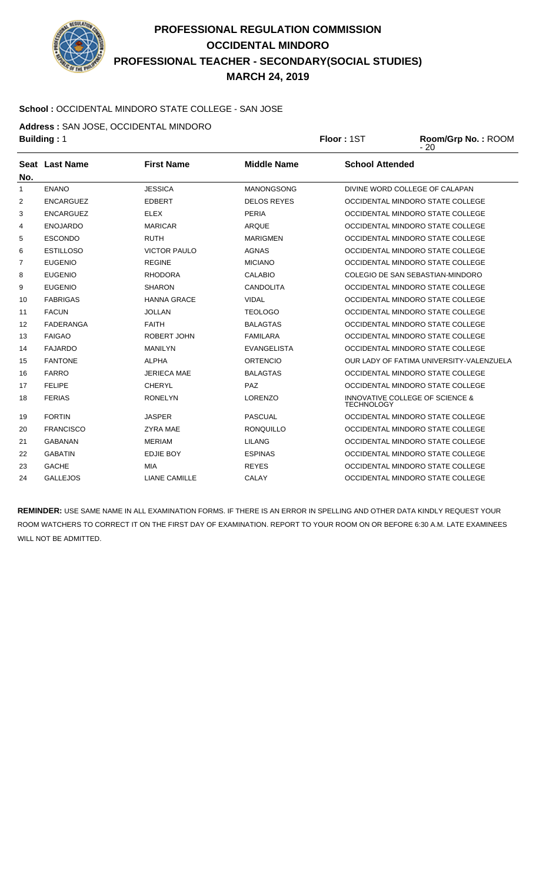# PROFESSIONAL REGULATION COMMISSION
# OCCIDENTAL MINDORO
# PROFESSIONAL TEACHER - SECONDARY(SOCIAL STUDIES)
# MARCH 24, 2019

**School :** OCCIDENTAL MINDORO STATE COLLEGE - SAN JOSE

**Address :** SAN JOSE, OCCIDENTAL MINDORO

**Building :** 1 **Floor :** 1ST **Room/Grp No. :** ROOM - 20

| Seat No. | Last Name | First Name | Middle Name | School Attended |
|---|---|---|---|---|
| 1 | ENANO | JESSICA | MANONGSONG | DIVINE WORD COLLEGE OF CALAPAN |
| 2 | ENCARGUEZ | EDBERT | DELOS REYES | OCCIDENTAL MINDORO STATE COLLEGE |
| 3 | ENCARGUEZ | ELEX | PERIA | OCCIDENTAL MINDORO STATE COLLEGE |
| 4 | ENOJARDO | MARICAR | ARQUE | OCCIDENTAL MINDORO STATE COLLEGE |
| 5 | ESCONDO | RUTH | MARIGMEN | OCCIDENTAL MINDORO STATE COLLEGE |
| 6 | ESTILLOSO | VICTOR PAULO | AGNAS | OCCIDENTAL MINDORO STATE COLLEGE |
| 7 | EUGENIO | REGINE | MICIANO | OCCIDENTAL MINDORO STATE COLLEGE |
| 8 | EUGENIO | RHODORA | CALABIO | COLEGIO DE SAN SEBASTIAN-MINDORO |
| 9 | EUGENIO | SHARON | CANDOLITA | OCCIDENTAL MINDORO STATE COLLEGE |
| 10 | FABRIGAS | HANNA GRACE | VIDAL | OCCIDENTAL MINDORO STATE COLLEGE |
| 11 | FACUN | JOLLAN | TEOLOGO | OCCIDENTAL MINDORO STATE COLLEGE |
| 12 | FADERANGA | FAITH | BALAGTAS | OCCIDENTAL MINDORO STATE COLLEGE |
| 13 | FAIGAO | ROBERT JOHN | FAMILARA | OCCIDENTAL MINDORO STATE COLLEGE |
| 14 | FAJARDO | MANILYN | EVANGELISTA | OCCIDENTAL MINDORO STATE COLLEGE |
| 15 | FANTONE | ALPHA | ORTENCIO | OUR LADY OF FATIMA UNIVERSITY-VALENZUELA |
| 16 | FARRO | JERIECA MAE | BALAGTAS | OCCIDENTAL MINDORO STATE COLLEGE |
| 17 | FELIPE | CHERYL | PAZ | OCCIDENTAL MINDORO STATE COLLEGE |
| 18 | FERIAS | RONELYN | LORENZO | INNOVATIVE COLLEGE OF SCIENCE & TECHNOLOGY |
| 19 | FORTIN | JASPER | PASCUAL | OCCIDENTAL MINDORO STATE COLLEGE |
| 20 | FRANCISCO | ZYRA MAE | RONQUILLO | OCCIDENTAL MINDORO STATE COLLEGE |
| 21 | GABANAN | MERIAM | LILANG | OCCIDENTAL MINDORO STATE COLLEGE |
| 22 | GABATIN | EDJIE BOY | ESPINAS | OCCIDENTAL MINDORO STATE COLLEGE |
| 23 | GACHE | MIA | REYES | OCCIDENTAL MINDORO STATE COLLEGE |
| 24 | GALLEJOS | LIANE CAMILLE | CALAY | OCCIDENTAL MINDORO STATE COLLEGE |

**REMINDER:** USE SAME NAME IN ALL EXAMINATION FORMS. IF THERE IS AN ERROR IN SPELLING AND OTHER DATA KINDLY REQUEST YOUR ROOM WATCHERS TO CORRECT IT ON THE FIRST DAY OF EXAMINATION. REPORT TO YOUR ROOM ON OR BEFORE 6:30 A.M. LATE EXAMINEES WILL NOT BE ADMITTED.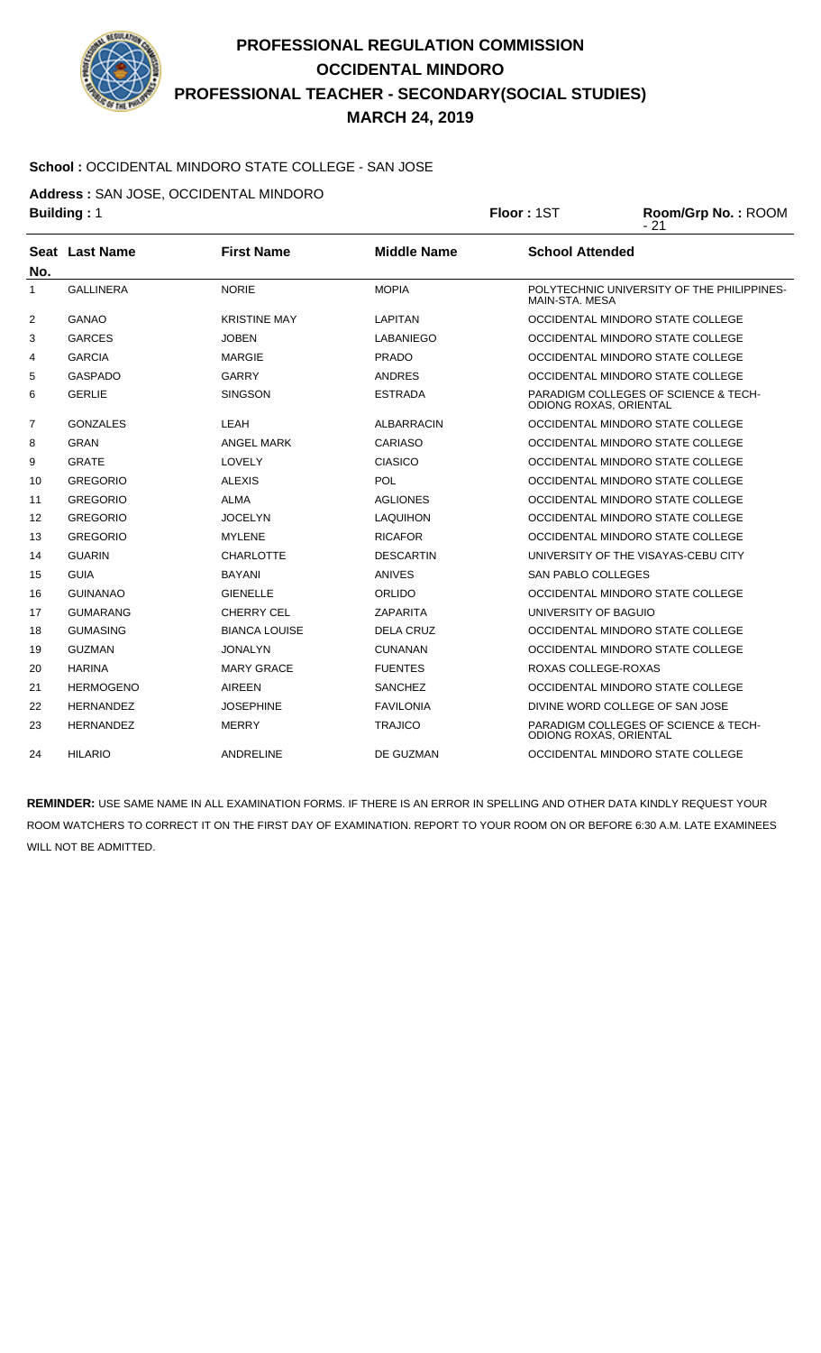# PROFESSIONAL REGULATION COMMISSION
# OCCIDENTAL MINDORO
# PROFESSIONAL TEACHER - SECONDARY(SOCIAL STUDIES)
# MARCH 24, 2019

**School :** OCCIDENTAL MINDORO STATE COLLEGE - SAN JOSE

**Address :** SAN JOSE, OCCIDENTAL MINDORO

**Building :** 1 **Floor :** 1ST **Room/Grp No. :** ROOM - 21

| Seat No. | Last Name | First Name | Middle Name | School Attended |
|---|---|---|---|---|
| 1 | GALLINERA | NORIE | MOPIA | POLYTECHNIC UNIVERSITY OF THE PHILIPPINES-MAIN-STA. MESA |
| 2 | GANAO | KRISTINE MAY | LAPITAN | OCCIDENTAL MINDORO STATE COLLEGE |
| 3 | GARCES | JOBEN | LABANIEGO | OCCIDENTAL MINDORO STATE COLLEGE |
| 4 | GARCIA | MARGIE | PRADO | OCCIDENTAL MINDORO STATE COLLEGE |
| 5 | GASPADO | GARRY | ANDRES | OCCIDENTAL MINDORO STATE COLLEGE |
| 6 | GERLIE | SINGSON | ESTRADA | PARADIGM COLLEGES OF SCIENCE & TECH-ODIONG ROXAS, ORIENTAL |
| 7 | GONZALES | LEAH | ALBARRACIN | OCCIDENTAL MINDORO STATE COLLEGE |
| 8 | GRAN | ANGEL MARK | CARIASO | OCCIDENTAL MINDORO STATE COLLEGE |
| 9 | GRATE | LOVELY | CIASICO | OCCIDENTAL MINDORO STATE COLLEGE |
| 10 | GREGORIO | ALEXIS | POL | OCCIDENTAL MINDORO STATE COLLEGE |
| 11 | GREGORIO | ALMA | AGLIONES | OCCIDENTAL MINDORO STATE COLLEGE |
| 12 | GREGORIO | JOCELYN | LAQUIHON | OCCIDENTAL MINDORO STATE COLLEGE |
| 13 | GREGORIO | MYLENE | RICAFOR | OCCIDENTAL MINDORO STATE COLLEGE |
| 14 | GUARIN | CHARLOTTE | DESCARTIN | UNIVERSITY OF THE VISAYAS-CEBU CITY |
| 15 | GUIA | BAYANI | ANIVES | SAN PABLO COLLEGES |
| 16 | GUINANAO | GIENELLE | ORLIDO | OCCIDENTAL MINDORO STATE COLLEGE |
| 17 | GUMARANG | CHERRY CEL | ZAPARITA | UNIVERSITY OF BAGUIO |
| 18 | GUMASING | BIANCA LOUISE | DELA CRUZ | OCCIDENTAL MINDORO STATE COLLEGE |
| 19 | GUZMAN | JONALYN | CUNANAN | OCCIDENTAL MINDORO STATE COLLEGE |
| 20 | HARINA | MARY GRACE | FUENTES | ROXAS COLLEGE-ROXAS |
| 21 | HERMOGENO | AIREEN | SANCHEZ | OCCIDENTAL MINDORO STATE COLLEGE |
| 22 | HERNANDEZ | JOSEPHINE | FAVILONIA | DIVINE WORD COLLEGE OF SAN JOSE |
| 23 | HERNANDEZ | MERRY | TRAJICO | PARADIGM COLLEGES OF SCIENCE & TECH-ODIONG ROXAS, ORIENTAL |
| 24 | HILARIO | ANDRELINE | DE GUZMAN | OCCIDENTAL MINDORO STATE COLLEGE |

**REMINDER:** USE SAME NAME IN ALL EXAMINATION FORMS. IF THERE IS AN ERROR IN SPELLING AND OTHER DATA KINDLY REQUEST YOUR ROOM WATCHERS TO CORRECT IT ON THE FIRST DAY OF EXAMINATION. REPORT TO YOUR ROOM ON OR BEFORE 6:30 A.M. LATE EXAMINEES WILL NOT BE ADMITTED.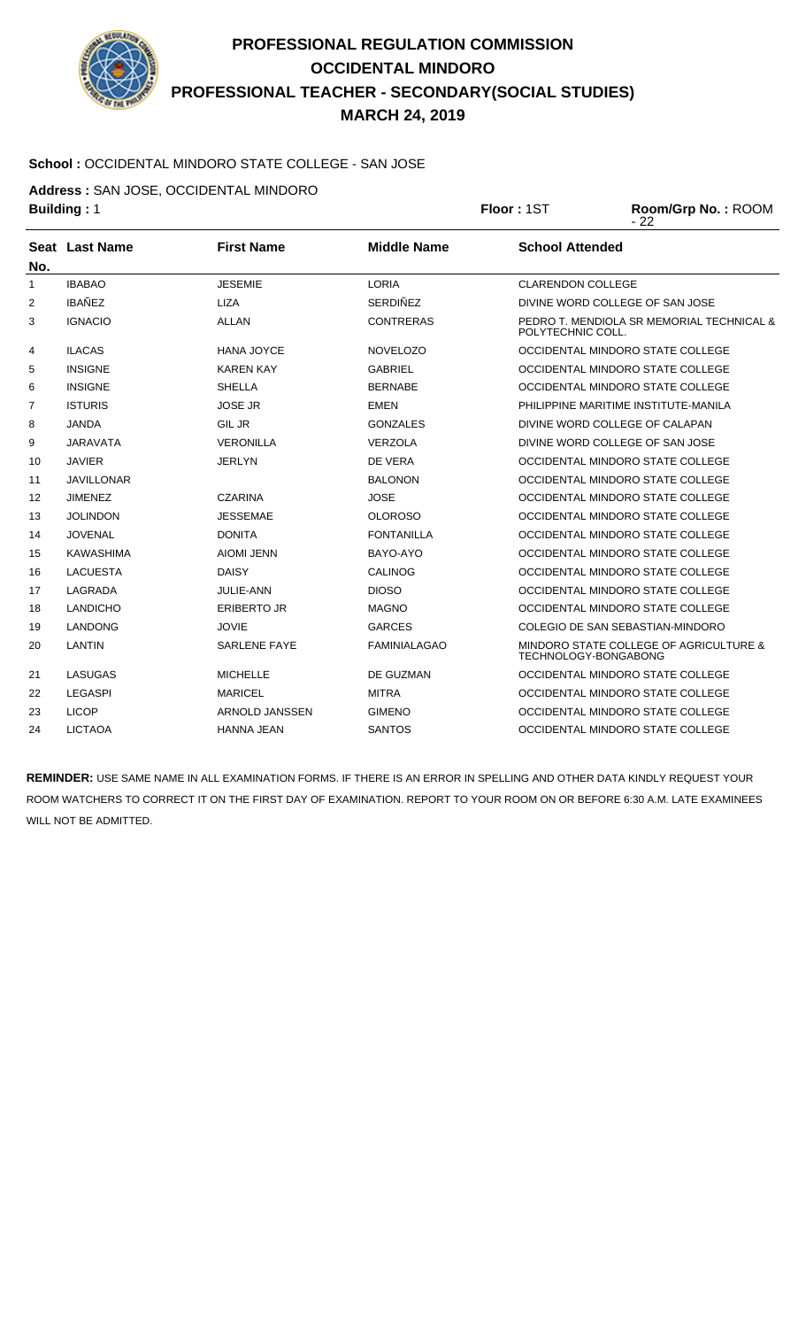# PROFESSIONAL REGULATION COMMISSION
## OCCIDENTAL MINDORO
## PROFESSIONAL TEACHER - SECONDARY(SOCIAL STUDIES)
## MARCH 24, 2019

**School :** OCCIDENTAL MINDORO STATE COLLEGE - SAN JOSE

**Address :** SAN JOSE, OCCIDENTAL MINDORO

**Building :** 1 **Floor :** 1ST **Room/Grp No. :** ROOM - 22

| Seat No. | Last Name | First Name | Middle Name | School Attended |
|---|---|---|---|---|
| 1 | IBABAO | JESEMIE | LORIA | CLARENDON COLLEGE |
| 2 | IBAÑEZ | LIZA | SERDIÑEZ | DIVINE WORD COLLEGE OF SAN JOSE |
| 3 | IGNACIO | ALLAN | CONTRERAS | PEDRO T. MENDIOLA SR MEMORIAL TECHNICAL & POLYTECHNIC COLL. |
| 4 | ILACAS | HANA JOYCE | NOVELOZO | OCCIDENTAL MINDORO STATE COLLEGE |
| 5 | INSIGNE | KAREN KAY | GABRIEL | OCCIDENTAL MINDORO STATE COLLEGE |
| 6 | INSIGNE | SHELLA | BERNABE | OCCIDENTAL MINDORO STATE COLLEGE |
| 7 | ISTURIS | JOSE JR | EMEN | PHILIPPINE MARITIME INSTITUTE-MANILA |
| 8 | JANDA | GIL JR | GONZALES | DIVINE WORD COLLEGE OF CALAPAN |
| 9 | JARAVATA | VERONILLA | VERZOLA | DIVINE WORD COLLEGE OF SAN JOSE |
| 10 | JAVIER | JERLYN | DE VERA | OCCIDENTAL MINDORO STATE COLLEGE |
| 11 | JAVILLONAR | | BALONON | OCCIDENTAL MINDORO STATE COLLEGE |
| 12 | JIMENEZ | CZARINA | JOSE | OCCIDENTAL MINDORO STATE COLLEGE |
| 13 | JOLINDON | JESSEMAE | OLOROSO | OCCIDENTAL MINDORO STATE COLLEGE |
| 14 | JOVENAL | DONITA | FONTANILLA | OCCIDENTAL MINDORO STATE COLLEGE |
| 15 | KAWASHIMA | AIOMI JENN | BAYO-AYO | OCCIDENTAL MINDORO STATE COLLEGE |
| 16 | LACUESTA | DAISY | CALINOG | OCCIDENTAL MINDORO STATE COLLEGE |
| 17 | LAGRADA | JULIE-ANN | DIOSO | OCCIDENTAL MINDORO STATE COLLEGE |
| 18 | LANDICHO | ERIBERTO JR | MAGNO | OCCIDENTAL MINDORO STATE COLLEGE |
| 19 | LANDONG | JOVIE | GARCES | COLEGIO DE SAN SEBASTIAN-MINDORO |
| 20 | LANTIN | SARLENE FAYE | FAMINIALAGAO | MINDORO STATE COLLEGE OF AGRICULTURE & TECHNOLOGY-BONGABONG |
| 21 | LASUGAS | MICHELLE | DE GUZMAN | OCCIDENTAL MINDORO STATE COLLEGE |
| 22 | LEGASPI | MARICEL | MITRA | OCCIDENTAL MINDORO STATE COLLEGE |
| 23 | LICOP | ARNOLD JANSSEN | GIMENO | OCCIDENTAL MINDORO STATE COLLEGE |
| 24 | LICTAOA | HANNA JEAN | SANTOS | OCCIDENTAL MINDORO STATE COLLEGE |

**REMINDER:** USE SAME NAME IN ALL EXAMINATION FORMS. IF THERE IS AN ERROR IN SPELLING AND OTHER DATA KINDLY REQUEST YOUR ROOM WATCHERS TO CORRECT IT ON THE FIRST DAY OF EXAMINATION. REPORT TO YOUR ROOM ON OR BEFORE 6:30 A.M. LATE EXAMINEES WILL NOT BE ADMITTED.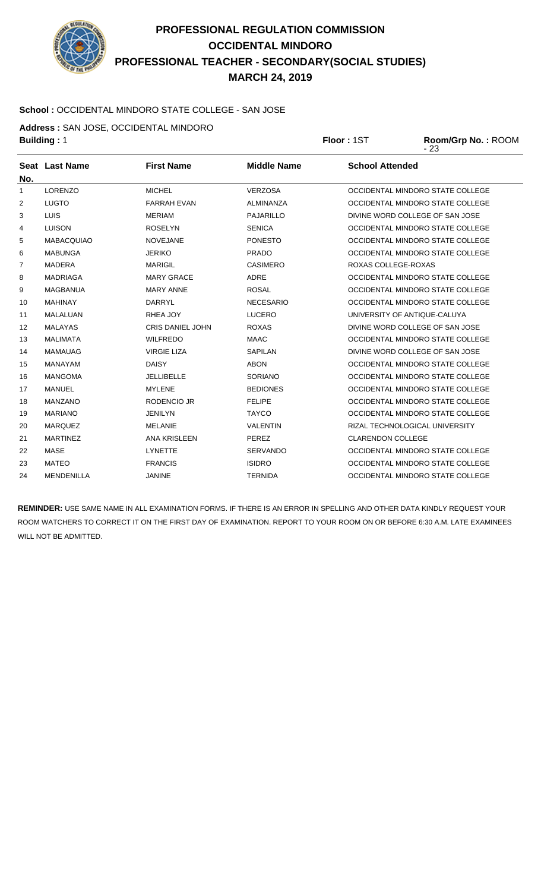# PROFESSIONAL REGULATION COMMISSION
# OCCIDENTAL MINDORO
# PROFESSIONAL TEACHER - SECONDARY(SOCIAL STUDIES)
# MARCH 24, 2019

**School :** OCCIDENTAL MINDORO STATE COLLEGE - SAN JOSE

**Address :** SAN JOSE, OCCIDENTAL MINDORO

**Building :** 1 **Floor :** 1ST **Room/Grp No. :** ROOM - 23

| Seat No. | Last Name | First Name | Middle Name | School Attended |
|---|---|---|---|---|
| 1 | LORENZO | MICHEL | VERZOSA | OCCIDENTAL MINDORO STATE COLLEGE |
| 2 | LUGTO | FARRAH EVAN | ALMINANZA | OCCIDENTAL MINDORO STATE COLLEGE |
| 3 | LUIS | MERIAM | PAJARILLO | DIVINE WORD COLLEGE OF SAN JOSE |
| 4 | LUISON | ROSELYN | SENICA | OCCIDENTAL MINDORO STATE COLLEGE |
| 5 | MABACQUIAO | NOVEJANE | PONESTO | OCCIDENTAL MINDORO STATE COLLEGE |
| 6 | MABUNGA | JERIKO | PRADO | OCCIDENTAL MINDORO STATE COLLEGE |
| 7 | MADERA | MARIGIL | CASIMERO | ROXAS COLLEGE-ROXAS |
| 8 | MADRIAGA | MARY GRACE | ADRE | OCCIDENTAL MINDORO STATE COLLEGE |
| 9 | MAGBANUA | MARY ANNE | ROSAL | OCCIDENTAL MINDORO STATE COLLEGE |
| 10 | MAHINAY | DARRYL | NECESARIO | OCCIDENTAL MINDORO STATE COLLEGE |
| 11 | MALALUAN | RHEA JOY | LUCERO | UNIVERSITY OF ANTIQUE-CALUYA |
| 12 | MALAYAS | CRIS DANIEL JOHN | ROXAS | DIVINE WORD COLLEGE OF SAN JOSE |
| 13 | MALIMATA | WILFREDO | MAAC | OCCIDENTAL MINDORO STATE COLLEGE |
| 14 | MAMAUAG | VIRGIE LIZA | SAPILAN | DIVINE WORD COLLEGE OF SAN JOSE |
| 15 | MANAYAM | DAISY | ABON | OCCIDENTAL MINDORO STATE COLLEGE |
| 16 | MANGOMA | JELLIBELLE | SORIANO | OCCIDENTAL MINDORO STATE COLLEGE |
| 17 | MANUEL | MYLENE | BEDIONES | OCCIDENTAL MINDORO STATE COLLEGE |
| 18 | MANZANO | RODENCIO JR | FELIPE | OCCIDENTAL MINDORO STATE COLLEGE |
| 19 | MARIANO | JENILYN | TAYCO | OCCIDENTAL MINDORO STATE COLLEGE |
| 20 | MARQUEZ | MELANIE | VALENTIN | RIZAL TECHNOLOGICAL UNIVERSITY |
| 21 | MARTINEZ | ANA KRISLEEN | PEREZ | CLARENDON COLLEGE |
| 22 | MASE | LYNETTE | SERVANDO | OCCIDENTAL MINDORO STATE COLLEGE |
| 23 | MATEO | FRANCIS | ISIDRO | OCCIDENTAL MINDORO STATE COLLEGE |
| 24 | MENDENILLA | JANINE | TERNIDA | OCCIDENTAL MINDORO STATE COLLEGE |

**REMINDER:** USE SAME NAME IN ALL EXAMINATION FORMS. IF THERE IS AN ERROR IN SPELLING AND OTHER DATA KINDLY REQUEST YOUR ROOM WATCHERS TO CORRECT IT ON THE FIRST DAY OF EXAMINATION. REPORT TO YOUR ROOM ON OR BEFORE 6:30 A.M. LATE EXAMINEES WILL NOT BE ADMITTED.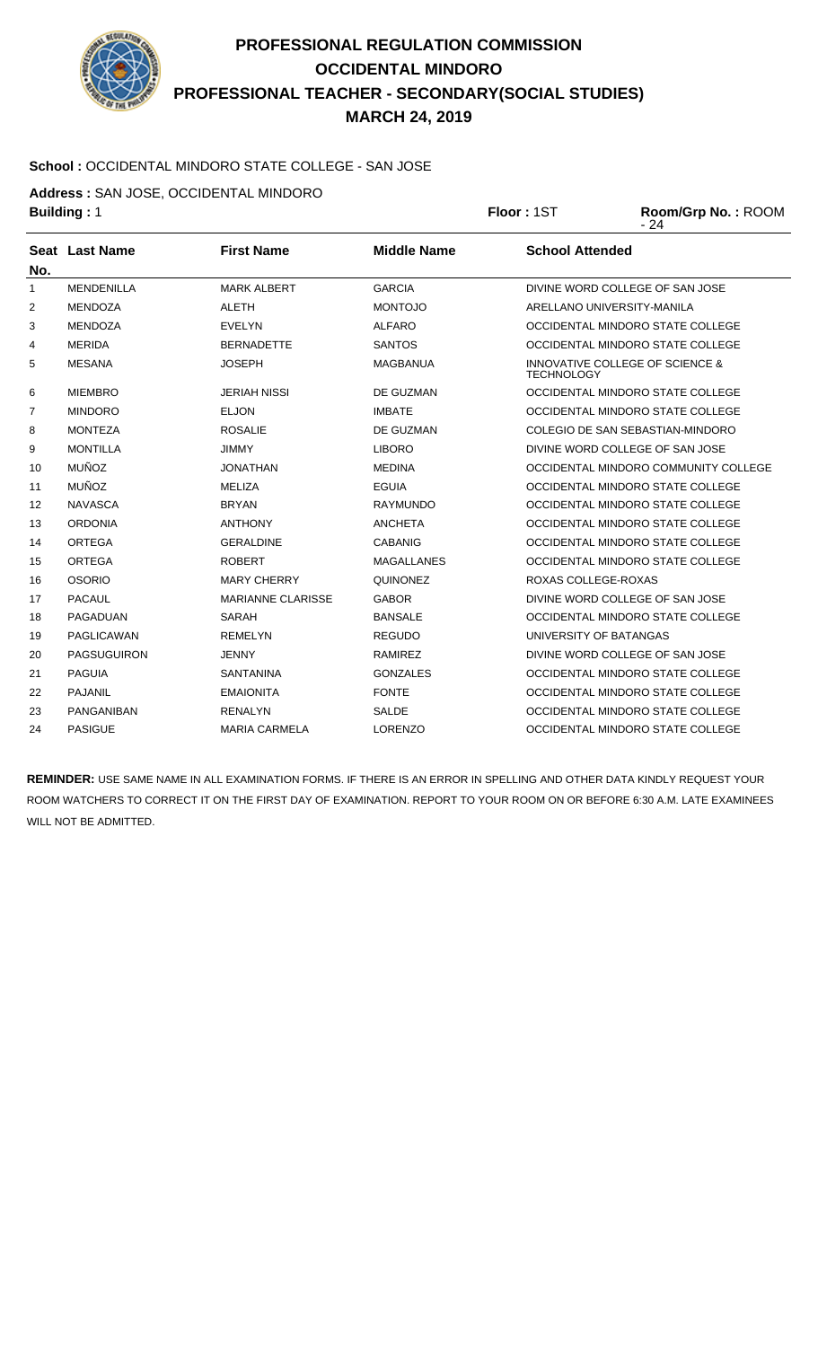# PROFESSIONAL REGULATION COMMISSION
## OCCIDENTAL MINDORO
## PROFESSIONAL TEACHER - SECONDARY(SOCIAL STUDIES)
## MARCH 24, 2019

**School :** OCCIDENTAL MINDORO STATE COLLEGE - SAN JOSE

**Address :** SAN JOSE, OCCIDENTAL MINDORO

**Building :** 1 **Floor :** 1ST **Room/Grp No. :** ROOM - 24

| Seat No. | Last Name | First Name | Middle Name | School Attended |
|---|---|---|---|---|
| 1 | MENDENILLA | MARK ALBERT | GARCIA | DIVINE WORD COLLEGE OF SAN JOSE |
| 2 | MENDOZA | ALETH | MONTOJO | ARELLANO UNIVERSITY-MANILA |
| 3 | MENDOZA | EVELYN | ALFARO | OCCIDENTAL MINDORO STATE COLLEGE |
| 4 | MERIDA | BERNADETTE | SANTOS | OCCIDENTAL MINDORO STATE COLLEGE |
| 5 | MESANA | JOSEPH | MAGBANUA | INNOVATIVE COLLEGE OF SCIENCE & TECHNOLOGY |
| 6 | MIEMBRO | JERIAH NISSI | DE GUZMAN | OCCIDENTAL MINDORO STATE COLLEGE |
| 7 | MINDORO | ELJON | IMBATE | OCCIDENTAL MINDORO STATE COLLEGE |
| 8 | MONTEZA | ROSALIE | DE GUZMAN | COLEGIO DE SAN SEBASTIAN-MINDORO |
| 9 | MONTILLA | JIMMY | LIBORO | DIVINE WORD COLLEGE OF SAN JOSE |
| 10 | MUÑOZ | JONATHAN | MEDINA | OCCIDENTAL MINDORO COMMUNITY COLLEGE |
| 11 | MUÑOZ | MELIZA | EGUIA | OCCIDENTAL MINDORO STATE COLLEGE |
| 12 | NAVASCA | BRYAN | RAYMUNDO | OCCIDENTAL MINDORO STATE COLLEGE |
| 13 | ORDONIA | ANTHONY | ANCHETA | OCCIDENTAL MINDORO STATE COLLEGE |
| 14 | ORTEGA | GERALDINE | CABANIG | OCCIDENTAL MINDORO STATE COLLEGE |
| 15 | ORTEGA | ROBERT | MAGALLANES | OCCIDENTAL MINDORO STATE COLLEGE |
| 16 | OSORIO | MARY CHERRY | QUINONEZ | ROXAS COLLEGE-ROXAS |
| 17 | PACAUL | MARIANNE CLARISSE | GABOR | DIVINE WORD COLLEGE OF SAN JOSE |
| 18 | PAGADUAN | SARAH | BANSALE | OCCIDENTAL MINDORO STATE COLLEGE |
| 19 | PAGLICAWAN | REMELYN | REGUDO | UNIVERSITY OF BATANGAS |
| 20 | PAGSUGUIRON | JENNY | RAMIREZ | DIVINE WORD COLLEGE OF SAN JOSE |
| 21 | PAGUIA | SANTANINA | GONZALES | OCCIDENTAL MINDORO STATE COLLEGE |
| 22 | PAJANIL | EMAIONITA | FONTE | OCCIDENTAL MINDORO STATE COLLEGE |
| 23 | PANGANIBAN | RENALYN | SALDE | OCCIDENTAL MINDORO STATE COLLEGE |
| 24 | PASIGUE | MARIA CARMELA | LORENZO | OCCIDENTAL MINDORO STATE COLLEGE |

**REMINDER:** USE SAME NAME IN ALL EXAMINATION FORMS. IF THERE IS AN ERROR IN SPELLING AND OTHER DATA KINDLY REQUEST YOUR ROOM WATCHERS TO CORRECT IT ON THE FIRST DAY OF EXAMINATION. REPORT TO YOUR ROOM ON OR BEFORE 6:30 A.M. LATE EXAMINEES WILL NOT BE ADMITTED.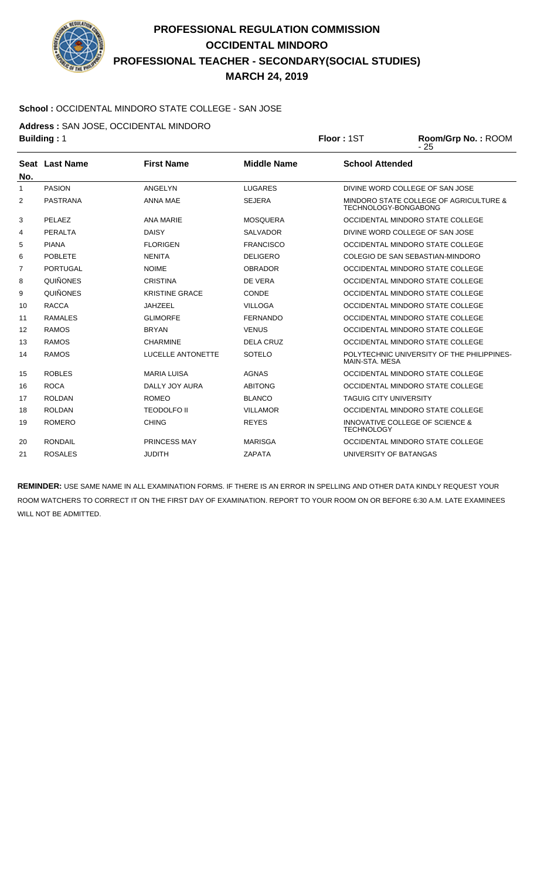# PROFESSIONAL REGULATION COMMISSION
## OCCIDENTAL MINDORO
## PROFESSIONAL TEACHER - SECONDARY(SOCIAL STUDIES)
## MARCH 24, 2019

**School :** OCCIDENTAL MINDORO STATE COLLEGE - SAN JOSE

**Address :** SAN JOSE, OCCIDENTAL MINDORO

**Building :** 1 **Floor :** 1ST **Room/Grp No. :** ROOM - 25

| Seat No. | Last Name | First Name | Middle Name | School Attended |
|---|---|---|---|---|
| 1 | PASION | ANGELYN | LUGARES | DIVINE WORD COLLEGE OF SAN JOSE |
| 2 | PASTRANA | ANNA MAE | SEJERA | MINDORO STATE COLLEGE OF AGRICULTURE & TECHNOLOGY-BONGABONG |
| 3 | PELAEZ | ANA MARIE | MOSQUERA | OCCIDENTAL MINDORO STATE COLLEGE |
| 4 | PERALTA | DAISY | SALVADOR | DIVINE WORD COLLEGE OF SAN JOSE |
| 5 | PIANA | FLORIGEN | FRANCISCO | OCCIDENTAL MINDORO STATE COLLEGE |
| 6 | POBLETE | NENITA | DELIGERO | COLEGIO DE SAN SEBASTIAN-MINDORO |
| 7 | PORTUGAL | NOIME | OBRADOR | OCCIDENTAL MINDORO STATE COLLEGE |
| 8 | QUIÑONES | CRISTINA | DE VERA | OCCIDENTAL MINDORO STATE COLLEGE |
| 9 | QUIÑONES | KRISTINE GRACE | CONDE | OCCIDENTAL MINDORO STATE COLLEGE |
| 10 | RACCA | JAHZEEL | VILLOGA | OCCIDENTAL MINDORO STATE COLLEGE |
| 11 | RAMALES | GLIMORFE | FERNANDO | OCCIDENTAL MINDORO STATE COLLEGE |
| 12 | RAMOS | BRYAN | VENUS | OCCIDENTAL MINDORO STATE COLLEGE |
| 13 | RAMOS | CHARMINE | DELA CRUZ | OCCIDENTAL MINDORO STATE COLLEGE |
| 14 | RAMOS | LUCELLE ANTONETTE | SOTELO | POLYTECHNIC UNIVERSITY OF THE PHILIPPINES-MAIN-STA. MESA |
| 15 | ROBLES | MARIA LUISA | AGNAS | OCCIDENTAL MINDORO STATE COLLEGE |
| 16 | ROCA | DALLY JOY AURA | ABITONG | OCCIDENTAL MINDORO STATE COLLEGE |
| 17 | ROLDAN | ROMEO | BLANCO | TAGUIG CITY UNIVERSITY |
| 18 | ROLDAN | TEODOLFO II | VILLAMOR | OCCIDENTAL MINDORO STATE COLLEGE |
| 19 | ROMERO | CHING | REYES | INNOVATIVE COLLEGE OF SCIENCE & TECHNOLOGY |
| 20 | RONDAIL | PRINCESS MAY | MARISGA | OCCIDENTAL MINDORO STATE COLLEGE |
| 21 | ROSALES | JUDITH | ZAPATA | UNIVERSITY OF BATANGAS |

**REMINDER:** USE SAME NAME IN ALL EXAMINATION FORMS. IF THERE IS AN ERROR IN SPELLING AND OTHER DATA KINDLY REQUEST YOUR ROOM WATCHERS TO CORRECT IT ON THE FIRST DAY OF EXAMINATION. REPORT TO YOUR ROOM ON OR BEFORE 6:30 A.M. LATE EXAMINEES WILL NOT BE ADMITTED.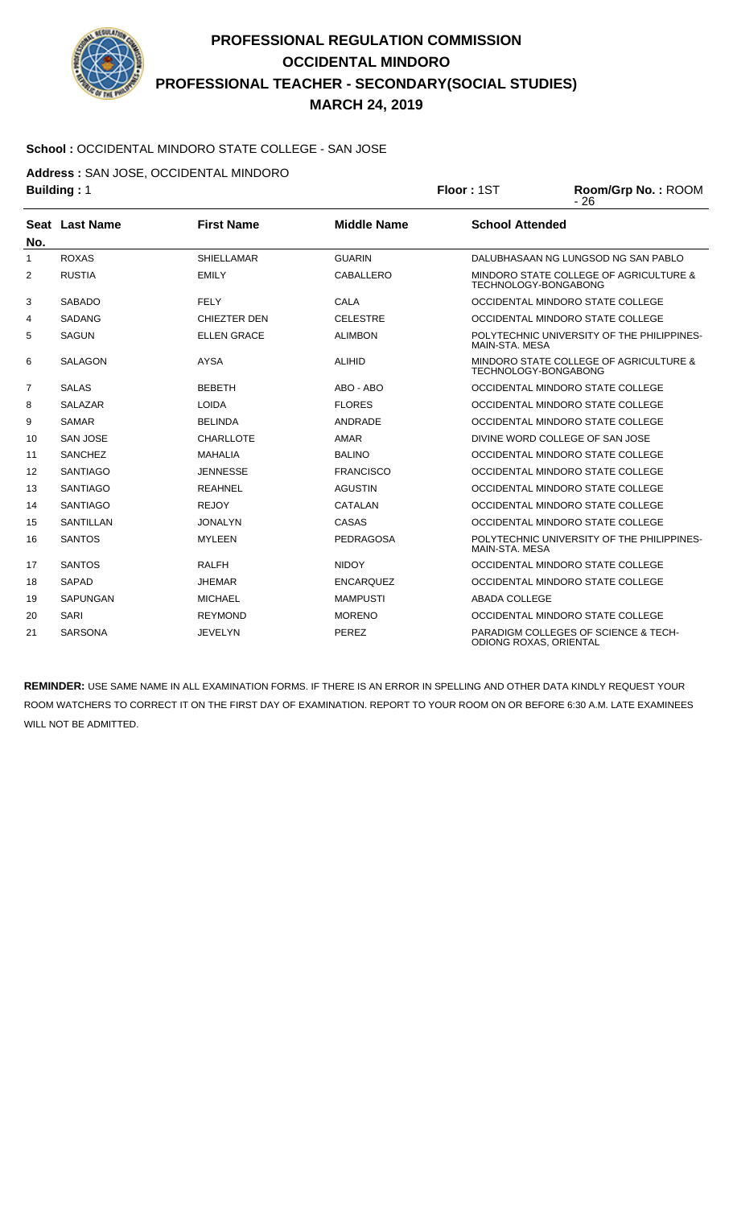# PROFESSIONAL REGULATION COMMISSION
# OCCIDENTAL MINDORO
# PROFESSIONAL TEACHER - SECONDARY(SOCIAL STUDIES)
# MARCH 24, 2019

**School :** OCCIDENTAL MINDORO STATE COLLEGE - SAN JOSE

**Address :** SAN JOSE, OCCIDENTAL MINDORO

**Building :** 1 **Floor :** 1ST **Room/Grp No. :** ROOM - 26

| Seat No. | Last Name | First Name | Middle Name | School Attended |
|---|---|---|---|---|
| 1 | ROXAS | SHIELLAMAR | GUARIN | DALUBHASAAN NG LUNGSOD NG SAN PABLO |
| 2 | RUSTIA | EMILY | CABALLERO | MINDORO STATE COLLEGE OF AGRICULTURE & TECHNOLOGY-BONGABONG |
| 3 | SABADO | FELY | CALA | OCCIDENTAL MINDORO STATE COLLEGE |
| 4 | SADANG | CHIEZTER DEN | CELESTRE | OCCIDENTAL MINDORO STATE COLLEGE |
| 5 | SAGUN | ELLEN GRACE | ALIMBON | POLYTECHNIC UNIVERSITY OF THE PHILIPPINES-MAIN-STA. MESA |
| 6 | SALAGON | AYSA | ALIHID | MINDORO STATE COLLEGE OF AGRICULTURE & TECHNOLOGY-BONGABONG |
| 7 | SALAS | BEBETH | ABO - ABO | OCCIDENTAL MINDORO STATE COLLEGE |
| 8 | SALAZAR | LOIDA | FLORES | OCCIDENTAL MINDORO STATE COLLEGE |
| 9 | SAMAR | BELINDA | ANDRADE | OCCIDENTAL MINDORO STATE COLLEGE |
| 10 | SAN JOSE | CHARLLOTE | AMAR | DIVINE WORD COLLEGE OF SAN JOSE |
| 11 | SANCHEZ | MAHALIA | BALINO | OCCIDENTAL MINDORO STATE COLLEGE |
| 12 | SANTIAGO | JENNESSE | FRANCISCO | OCCIDENTAL MINDORO STATE COLLEGE |
| 13 | SANTIAGO | REAHNEL | AGUSTIN | OCCIDENTAL MINDORO STATE COLLEGE |
| 14 | SANTIAGO | REJOY | CATALAN | OCCIDENTAL MINDORO STATE COLLEGE |
| 15 | SANTILLAN | JONALYN | CASAS | OCCIDENTAL MINDORO STATE COLLEGE |
| 16 | SANTOS | MYLEEN | PEDRAGOSA | POLYTECHNIC UNIVERSITY OF THE PHILIPPINES-MAIN-STA. MESA |
| 17 | SANTOS | RALFH | NIDOY | OCCIDENTAL MINDORO STATE COLLEGE |
| 18 | SAPAD | JHEMAR | ENCARQUEZ | OCCIDENTAL MINDORO STATE COLLEGE |
| 19 | SAPUNGAN | MICHAEL | MAMPUSTI | ABADA COLLEGE |
| 20 | SARI | REYMOND | MORENO | OCCIDENTAL MINDORO STATE COLLEGE |
| 21 | SARSONA | JEVELYN | PEREZ | PARADIGM COLLEGES OF SCIENCE & TECH-ODIONG ROXAS, ORIENTAL |

**REMINDER:** USE SAME NAME IN ALL EXAMINATION FORMS. IF THERE IS AN ERROR IN SPELLING AND OTHER DATA KINDLY REQUEST YOUR ROOM WATCHERS TO CORRECT IT ON THE FIRST DAY OF EXAMINATION. REPORT TO YOUR ROOM ON OR BEFORE 6:30 A.M. LATE EXAMINEES WILL NOT BE ADMITTED.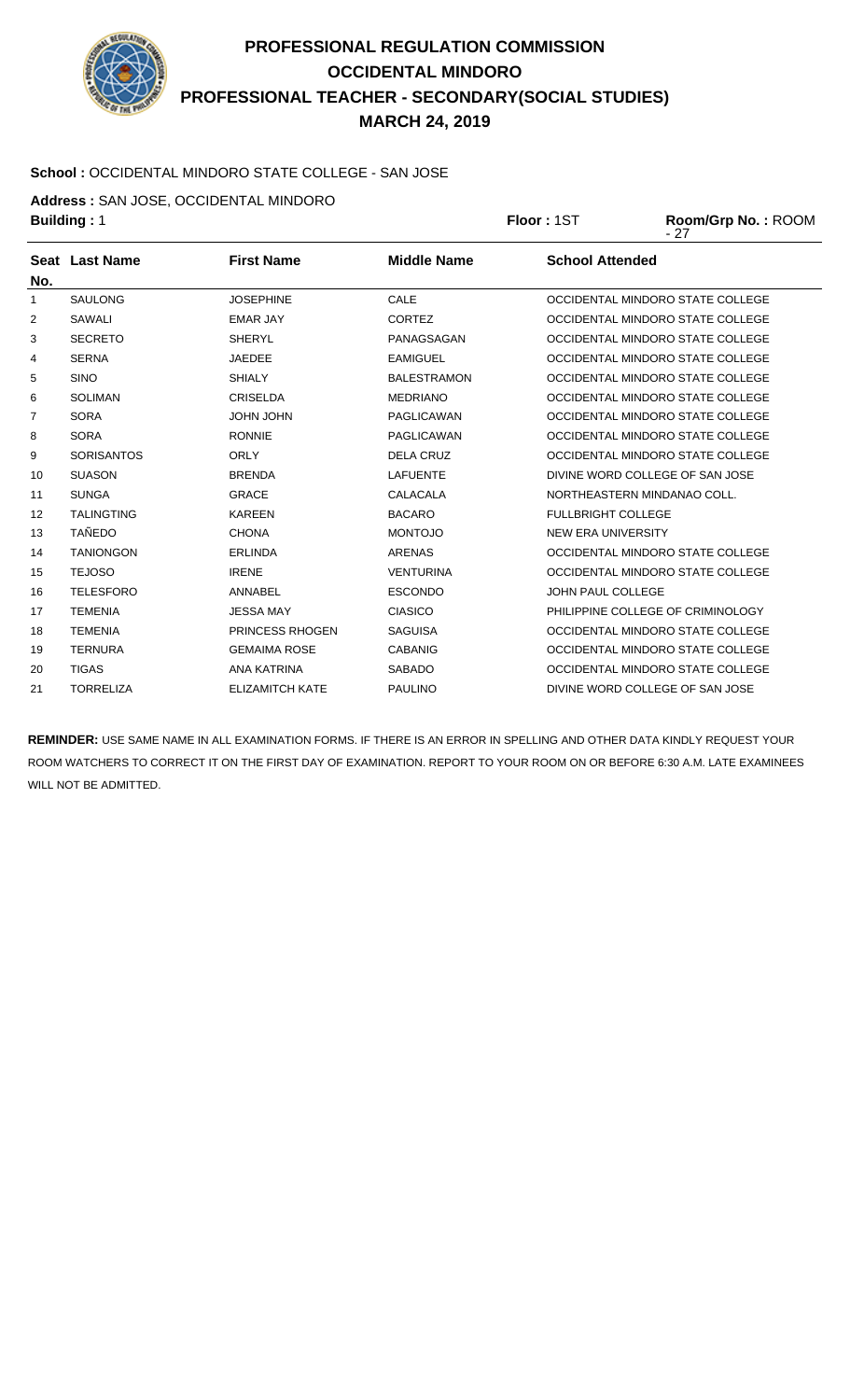# PROFESSIONAL REGULATION COMMISSION
# OCCIDENTAL MINDORO
# PROFESSIONAL TEACHER - SECONDARY(SOCIAL STUDIES)
# MARCH 24, 2019

**School :** OCCIDENTAL MINDORO STATE COLLEGE - SAN JOSE

**Address :** SAN JOSE, OCCIDENTAL MINDORO

**Building :** 1 **Floor :** 1ST **Room/Grp No. :** ROOM - 27

| Seat No. | Last Name | First Name | Middle Name | School Attended |
|---|---|---|---|---|
| 1 | SAULONG | JOSEPHINE | CALE | OCCIDENTAL MINDORO STATE COLLEGE |
| 2 | SAWALI | EMAR JAY | CORTEZ | OCCIDENTAL MINDORO STATE COLLEGE |
| 3 | SECRETO | SHERYL | PANAGSAGAN | OCCIDENTAL MINDORO STATE COLLEGE |
| 4 | SERNA | JAEDEE | EAMIGUEL | OCCIDENTAL MINDORO STATE COLLEGE |
| 5 | SINO | SHIALY | BALESTRAMON | OCCIDENTAL MINDORO STATE COLLEGE |
| 6 | SOLIMAN | CRISELDA | MEDRIANO | OCCIDENTAL MINDORO STATE COLLEGE |
| 7 | SORA | JOHN JOHN | PAGLICAWAN | OCCIDENTAL MINDORO STATE COLLEGE |
| 8 | SORA | RONNIE | PAGLICAWAN | OCCIDENTAL MINDORO STATE COLLEGE |
| 9 | SORISANTOS | ORLY | DELA CRUZ | OCCIDENTAL MINDORO STATE COLLEGE |
| 10 | SUASON | BRENDA | LAFUENTE | DIVINE WORD COLLEGE OF SAN JOSE |
| 11 | SUNGA | GRACE | CALACALA | NORTHEASTERN MINDANAO COLL. |
| 12 | TALINGTING | KAREEN | BACARO | FULLBRIGHT COLLEGE |
| 13 | TAÑEDO | CHONA | MONTOJO | NEW ERA UNIVERSITY |
| 14 | TANIONGON | ERLINDA | ARENAS | OCCIDENTAL MINDORO STATE COLLEGE |
| 15 | TEJOSO | IRENE | VENTURINA | OCCIDENTAL MINDORO STATE COLLEGE |
| 16 | TELESFORO | ANNABEL | ESCONDO | JOHN PAUL COLLEGE |
| 17 | TEMENIA | JESSA MAY | CIASICO | PHILIPPINE COLLEGE OF CRIMINOLOGY |
| 18 | TEMENIA | PRINCESS RHOGEN | SAGUISA | OCCIDENTAL MINDORO STATE COLLEGE |
| 19 | TERNURA | GEMAIMA ROSE | CABANIG | OCCIDENTAL MINDORO STATE COLLEGE |
| 20 | TIGAS | ANA KATRINA | SABADO | OCCIDENTAL MINDORO STATE COLLEGE |
| 21 | TORRELIZA | ELIZAMITCH KATE | PAULINO | DIVINE WORD COLLEGE OF SAN JOSE |

**REMINDER:** USE SAME NAME IN ALL EXAMINATION FORMS. IF THERE IS AN ERROR IN SPELLING AND OTHER DATA KINDLY REQUEST YOUR ROOM WATCHERS TO CORRECT IT ON THE FIRST DAY OF EXAMINATION. REPORT TO YOUR ROOM ON OR BEFORE 6:30 A.M. LATE EXAMINEES WILL NOT BE ADMITTED.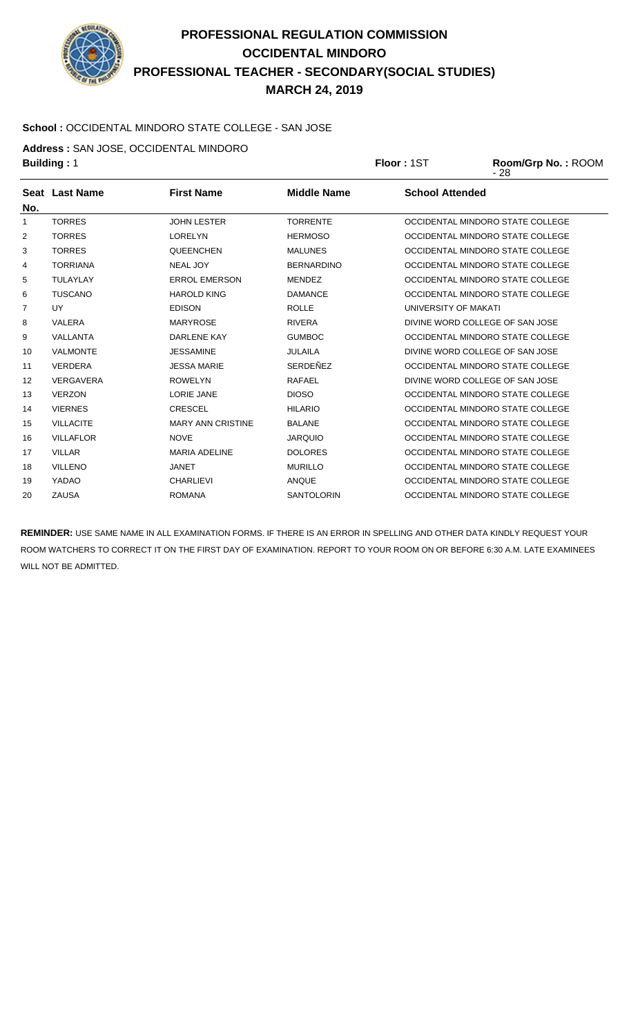# PROFESSIONAL REGULATION COMMISSION
# OCCIDENTAL MINDORO
# PROFESSIONAL TEACHER - SECONDARY(SOCIAL STUDIES)
# MARCH 24, 2019

**School :** OCCIDENTAL MINDORO STATE COLLEGE - SAN JOSE

**Address :** SAN JOSE, OCCIDENTAL MINDORO

**Building :** 1 **Floor :** 1ST **Room/Grp No. :** ROOM - 28

| Seat No. | Last Name | First Name | Middle Name | School Attended |
|---|---|---|---|---|
| 1 | TORRES | JOHN LESTER | TORRENTE | OCCIDENTAL MINDORO STATE COLLEGE |
| 2 | TORRES | LORELYN | HERMOSO | OCCIDENTAL MINDORO STATE COLLEGE |
| 3 | TORRES | QUEENCHEN | MALUNES | OCCIDENTAL MINDORO STATE COLLEGE |
| 4 | TORRIANA | NEAL JOY | BERNARDINO | OCCIDENTAL MINDORO STATE COLLEGE |
| 5 | TULAYLAY | ERROL EMERSON | MENDEZ | OCCIDENTAL MINDORO STATE COLLEGE |
| 6 | TUSCANO | HAROLD KING | DAMANCE | OCCIDENTAL MINDORO STATE COLLEGE |
| 7 | UY | EDISON | ROLLE | UNIVERSITY OF MAKATI |
| 8 | VALERA | MARYROSE | RIVERA | DIVINE WORD COLLEGE OF SAN JOSE |
| 9 | VALLANTA | DARLENE KAY | GUMBOC | OCCIDENTAL MINDORO STATE COLLEGE |
| 10 | VALMONTE | JESSAMINE | JULAILA | DIVINE WORD COLLEGE OF SAN JOSE |
| 11 | VERDERA | JESSA MARIE | SERDEÑEZ | OCCIDENTAL MINDORO STATE COLLEGE |
| 12 | VERGAVERA | ROWELYN | RAFAEL | DIVINE WORD COLLEGE OF SAN JOSE |
| 13 | VERZON | LORIE JANE | DIOSO | OCCIDENTAL MINDORO STATE COLLEGE |
| 14 | VIERNES | CRESCEL | HILARIO | OCCIDENTAL MINDORO STATE COLLEGE |
| 15 | VILLACITE | MARY ANN CRISTINE | BALANE | OCCIDENTAL MINDORO STATE COLLEGE |
| 16 | VILLAFLOR | NOVE | JARQUIO | OCCIDENTAL MINDORO STATE COLLEGE |
| 17 | VILLAR | MARIA ADELINE | DOLORES | OCCIDENTAL MINDORO STATE COLLEGE |
| 18 | VILLENO | JANET | MURILLO | OCCIDENTAL MINDORO STATE COLLEGE |
| 19 | YADAO | CHARLIEVI | ANQUE | OCCIDENTAL MINDORO STATE COLLEGE |
| 20 | ZAUSA | ROMANA | SANTOLORIN | OCCIDENTAL MINDORO STATE COLLEGE |

**REMINDER:** USE SAME NAME IN ALL EXAMINATION FORMS. IF THERE IS AN ERROR IN SPELLING AND OTHER DATA KINDLY REQUEST YOUR ROOM WATCHERS TO CORRECT IT ON THE FIRST DAY OF EXAMINATION. REPORT TO YOUR ROOM ON OR BEFORE 6:30 A.M. LATE EXAMINEES WILL NOT BE ADMITTED.